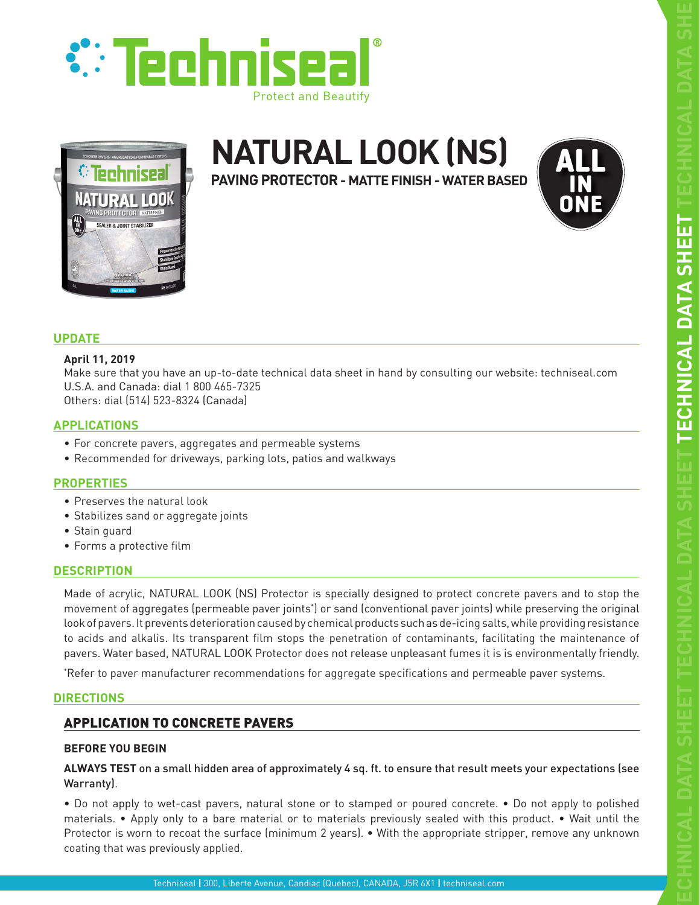# NATURAL LOOK (NS)

**PAVING PROTECTOR - MATTE FINISH - WATER BASED**

ALL IN ONE

## UPDATE

**April 11, 2019**
Make sure that you have an up-to-date technical data sheet in hand by consulting our website: techniseal.com
U.S.A. and Canada: dial 1 800 465-7325
Others: dial (514) 523-8324 (Canada)

## APPLICATIONS

- For concrete pavers, aggregates and permeable systems
- Recommended for driveways, parking lots, patios and walkways

## PROPERTIES

- Preserves the natural look
- Stabilizes sand or aggregate joints
- Stain guard
- Forms a protective film

## DESCRIPTION

Made of acrylic, NATURAL LOOK (NS) Protector is specially designed to protect concrete pavers and to stop the movement of aggregates (permeable paver joints*) or sand (conventional paver joints) while preserving the original look of pavers. It prevents deterioration caused by chemical products such as de-icing salts, while providing resistance to acids and alkalis. Its transparent film stops the penetration of contaminants, facilitating the maintenance of pavers. Water based, NATURAL LOOK Protector does not release unpleasant fumes it is is environmentally friendly.

*Refer to paver manufacturer recommendations for aggregate specifications and permeable paver systems.

## DIRECTIONS

### APPLICATION TO CONCRETE PAVERS

#### BEFORE YOU BEGIN

**ALWAYS TEST on a small hidden area of approximately 4 sq. ft. to ensure that result meets your expectations (see Warranty).**

• Do not apply to wet-cast pavers, natural stone or to stamped or poured concrete. • Do not apply to polished materials. • Apply only to a bare material or to materials previously sealed with this product. • Wait until the Protector is worn to recoat the surface (minimum 2 years). • With the appropriate stripper, remove any unknown coating that was previously applied.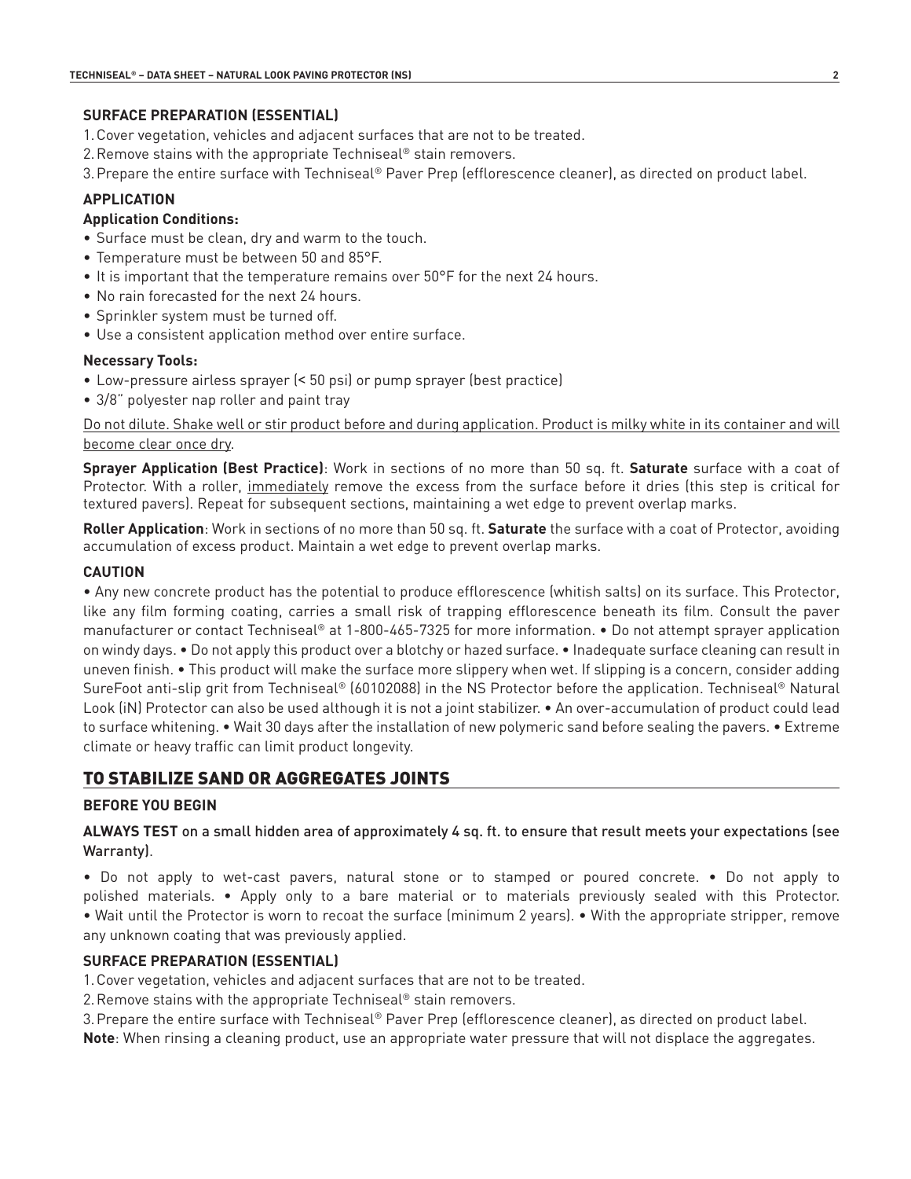### SURFACE PREPARATION (ESSENTIAL)

1. Cover vegetation, vehicles and adjacent surfaces that are not to be treated.
2. Remove stains with the appropriate Techniseal® stain removers.
3. Prepare the entire surface with Techniseal® Paver Prep (efflorescence cleaner), as directed on product label.

### APPLICATION

#### Application Conditions:

- Surface must be clean, dry and warm to the touch.
- Temperature must be between 50 and 85°F.
- It is important that the temperature remains over 50°F for the next 24 hours.
- No rain forecasted for the next 24 hours.
- Sprinkler system must be turned off.
- Use a consistent application method over entire surface.

#### Necessary Tools:

- Low-pressure airless sprayer (< 50 psi) or pump sprayer (best practice)
- 3/8" polyester nap roller and paint tray

<u>Do not dilute. Shake well or stir product before and during application. Product is milky white in its container and will become clear once dry</u>.

**Sprayer Application (Best Practice)**: Work in sections of no more than 50 sq. ft. **Saturate** surface with a coat of Protector. With a roller, <u>immediately</u> remove the excess from the surface before it dries (this step is critical for textured pavers). Repeat for subsequent sections, maintaining a wet edge to prevent overlap marks.

**Roller Application**: Work in sections of no more than 50 sq. ft. **Saturate** the surface with a coat of Protector, avoiding accumulation of excess product. Maintain a wet edge to prevent overlap marks.

### CAUTION

• Any new concrete product has the potential to produce efflorescence (whitish salts) on its surface. This Protector, like any film forming coating, carries a small risk of trapping efflorescence beneath its film. Consult the paver manufacturer or contact Techniseal® at 1-800-465-7325 for more information. • Do not attempt sprayer application on windy days. • Do not apply this product over a blotchy or hazed surface. • Inadequate surface cleaning can result in uneven finish. • This product will make the surface more slippery when wet. If slipping is a concern, consider adding SureFoot anti-slip grit from Techniseal® (60102088) in the NS Protector before the application. Techniseal® Natural Look (iN) Protector can also be used although it is not a joint stabilizer. • An over-accumulation of product could lead to surface whitening. • Wait 30 days after the installation of new polymeric sand before sealing the pavers. • Extreme climate or heavy traffic can limit product longevity.

## TO STABILIZE SAND OR AGGREGATES JOINTS

### BEFORE YOU BEGIN

**ALWAYS TEST on a small hidden area of approximately 4 sq. ft. to ensure that result meets your expectations (see Warranty)**.

• Do not apply to wet-cast pavers, natural stone or to stamped or poured concrete. • Do not apply to polished materials. • Apply only to a bare material or to materials previously sealed with this Protector. • Wait until the Protector is worn to recoat the surface (minimum 2 years). • With the appropriate stripper, remove any unknown coating that was previously applied.

### SURFACE PREPARATION (ESSENTIAL)

1. Cover vegetation, vehicles and adjacent surfaces that are not to be treated.
2. Remove stains with the appropriate Techniseal® stain removers.
3. Prepare the entire surface with Techniseal® Paver Prep (efflorescence cleaner), as directed on product label.

**Note**: When rinsing a cleaning product, use an appropriate water pressure that will not displace the aggregates.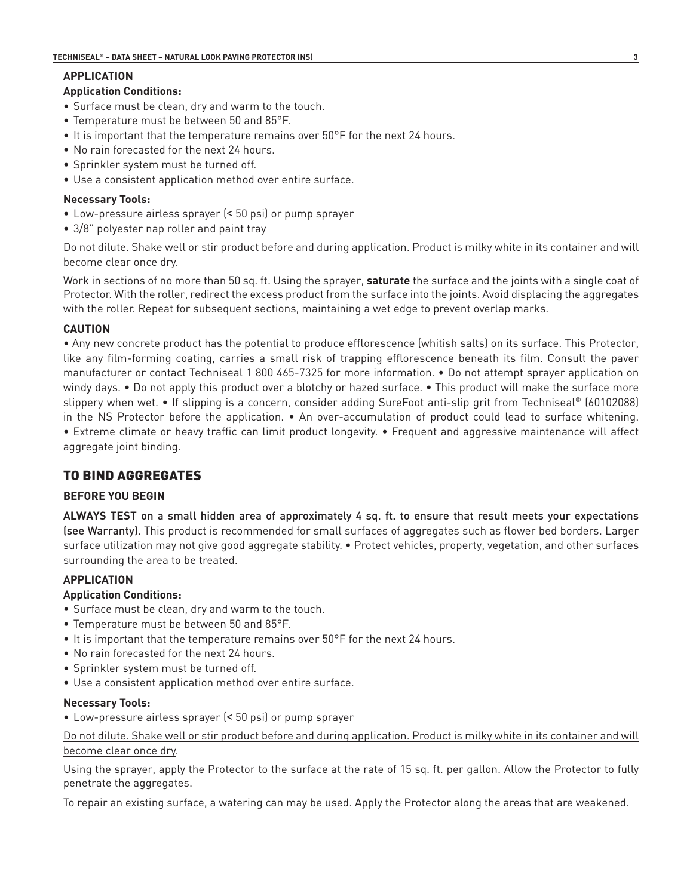### APPLICATION

**Application Conditions:**

- Surface must be clean, dry and warm to the touch.
- Temperature must be between 50 and 85°F.
- It is important that the temperature remains over 50°F for the next 24 hours.
- No rain forecasted for the next 24 hours.
- Sprinkler system must be turned off.
- Use a consistent application method over entire surface.

**Necessary Tools:**

- Low-pressure airless sprayer (< 50 psi) or pump sprayer
- 3/8" polyester nap roller and paint tray

Do not dilute. Shake well or stir product before and during application. Product is milky white in its container and will become clear once dry.

Work in sections of no more than 50 sq. ft. Using the sprayer, **saturate** the surface and the joints with a single coat of Protector. With the roller, redirect the excess product from the surface into the joints. Avoid displacing the aggregates with the roller. Repeat for subsequent sections, maintaining a wet edge to prevent overlap marks.

### CAUTION

• Any new concrete product has the potential to produce efflorescence (whitish salts) on its surface. This Protector, like any film-forming coating, carries a small risk of trapping efflorescence beneath its film. Consult the paver manufacturer or contact Techniseal 1 800 465-7325 for more information. • Do not attempt sprayer application on windy days. • Do not apply this product over a blotchy or hazed surface. • This product will make the surface more slippery when wet. • If slipping is a concern, consider adding SureFoot anti-slip grit from Techniseal® (60102088) in the NS Protector before the application. • An over-accumulation of product could lead to surface whitening. • Extreme climate or heavy traffic can limit product longevity. • Frequent and aggressive maintenance will affect aggregate joint binding.

## TO BIND AGGREGATES

### BEFORE YOU BEGIN

**ALWAYS TEST** on a small hidden area of approximately 4 sq. ft. to ensure that result meets your expectations (see Warranty). This product is recommended for small surfaces of aggregates such as flower bed borders. Larger surface utilization may not give good aggregate stability. • Protect vehicles, property, vegetation, and other surfaces surrounding the area to be treated.

### APPLICATION

**Application Conditions:**

- Surface must be clean, dry and warm to the touch.
- Temperature must be between 50 and 85°F.
- It is important that the temperature remains over 50°F for the next 24 hours.
- No rain forecasted for the next 24 hours.
- Sprinkler system must be turned off.
- Use a consistent application method over entire surface.

**Necessary Tools:**

- Low-pressure airless sprayer (< 50 psi) or pump sprayer

Do not dilute. Shake well or stir product before and during application. Product is milky white in its container and will become clear once dry.

Using the sprayer, apply the Protector to the surface at the rate of 15 sq. ft. per gallon. Allow the Protector to fully penetrate the aggregates.

To repair an existing surface, a watering can may be used. Apply the Protector along the areas that are weakened.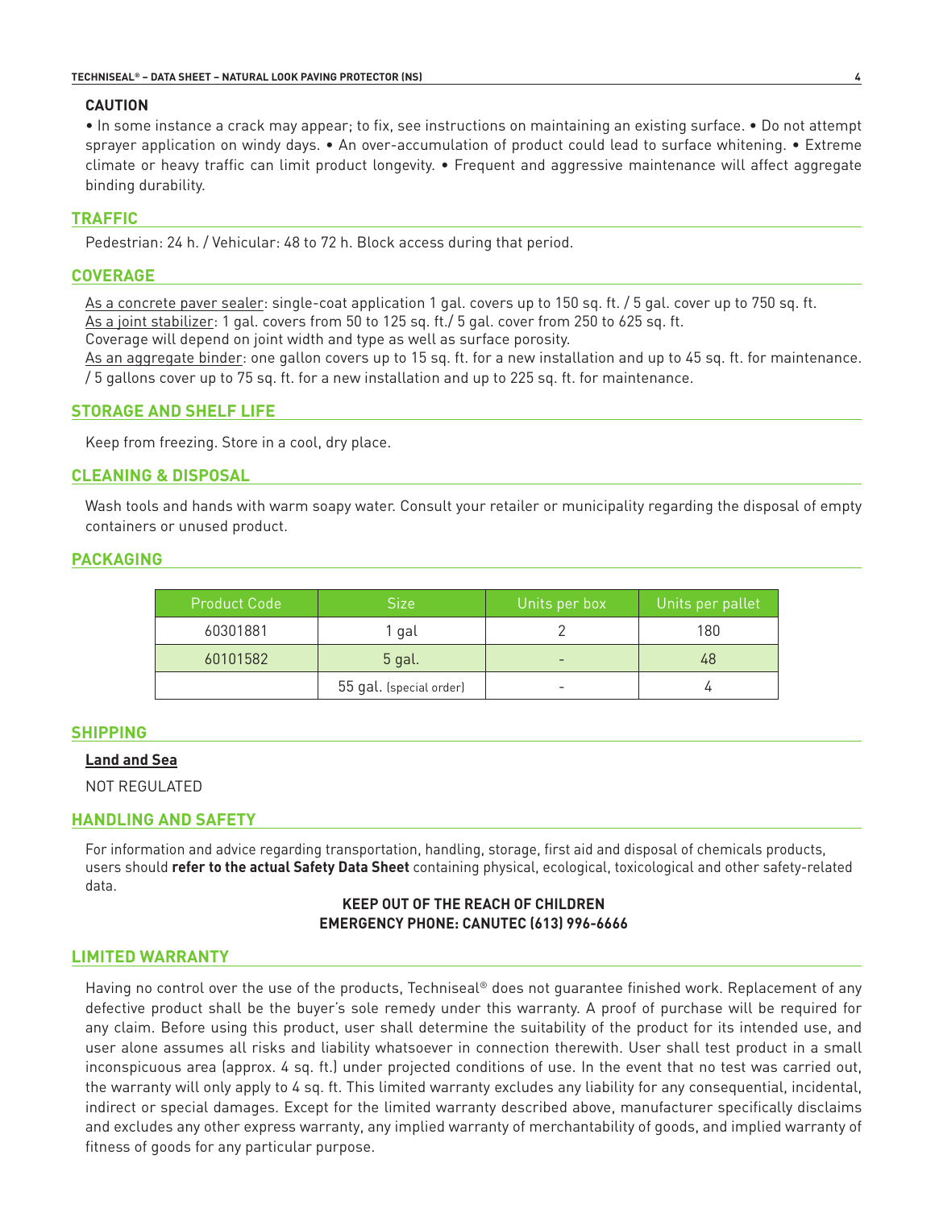**CAUTION**

• In some instance a crack may appear; to fix, see instructions on maintaining an existing surface. • Do not attempt sprayer application on windy days. • An over-accumulation of product could lead to surface whitening. • Extreme climate or heavy traffic can limit product longevity. • Frequent and aggressive maintenance will affect aggregate binding durability.

## TRAFFIC

Pedestrian: 24 h. / Vehicular: 48 to 72 h. Block access during that period.

## COVERAGE

As a concrete paver sealer: single-coat application 1 gal. covers up to 150 sq. ft. / 5 gal. cover up to 750 sq. ft.
As a joint stabilizer: 1 gal. covers from 50 to 125 sq. ft./ 5 gal. cover from 250 to 625 sq. ft.
Coverage will depend on joint width and type as well as surface porosity.
As an aggregate binder: one gallon covers up to 15 sq. ft. for a new installation and up to 45 sq. ft. for maintenance. / 5 gallons cover up to 75 sq. ft. for a new installation and up to 225 sq. ft. for maintenance.

## STORAGE AND SHELF LIFE

Keep from freezing. Store in a cool, dry place.

## CLEANING & DISPOSAL

Wash tools and hands with warm soapy water. Consult your retailer or municipality regarding the disposal of empty containers or unused product.

## PACKAGING

| Product Code | Size | Units per box | Units per pallet |
|---|---|---|---|
| 60301881 | 1 gal | 2 | 180 |
| 60101582 | 5 gal. | - | 48 |
| | 55 gal. (special order) | - | 4 |

## SHIPPING

**Land and Sea**

NOT REGULATED

## HANDLING AND SAFETY

For information and advice regarding transportation, handling, storage, first aid and disposal of chemicals products, users should **refer to the actual Safety Data Sheet** containing physical, ecological, toxicological and other safety-related data.

**KEEP OUT OF THE REACH OF CHILDREN**
**EMERGENCY PHONE: CANUTEC (613) 996-6666**

## LIMITED WARRANTY

Having no control over the use of the products, Techniseal® does not guarantee finished work. Replacement of any defective product shall be the buyer's sole remedy under this warranty. A proof of purchase will be required for any claim. Before using this product, user shall determine the suitability of the product for its intended use, and user alone assumes all risks and liability whatsoever in connection therewith. User shall test product in a small inconspicuous area (approx. 4 sq. ft.) under projected conditions of use. In the event that no test was carried out, the warranty will only apply to 4 sq. ft. This limited warranty excludes any liability for any consequential, incidental, indirect or special damages. Except for the limited warranty described above, manufacturer specifically disclaims and excludes any other express warranty, any implied warranty of merchantability of goods, and implied warranty of fitness of goods for any particular purpose.